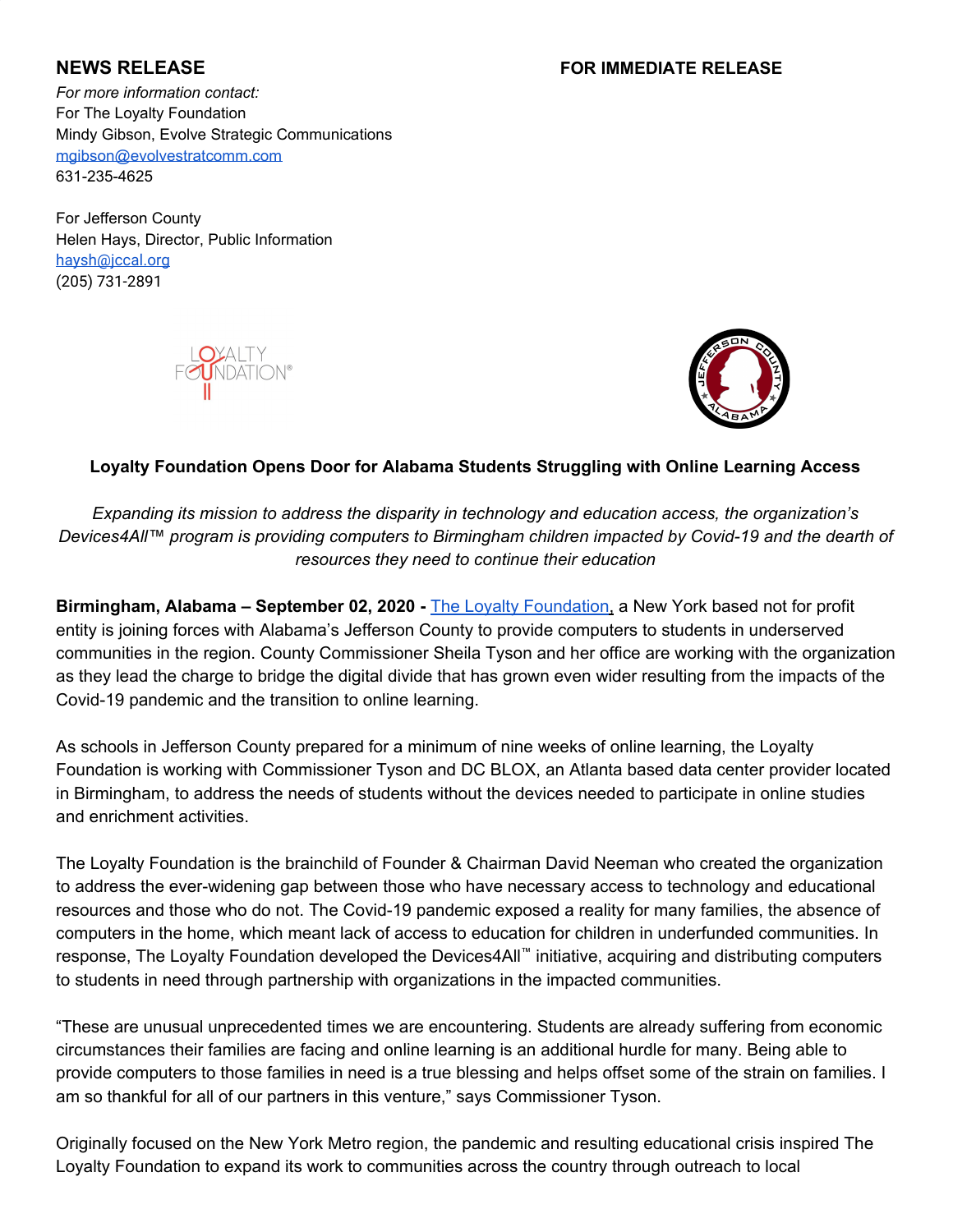**NEWS RELEASE** **FOR IMMEDIATE RELEASE**

*For more information contact:*
For The Loyalty Foundation
Mindy Gibson, Evolve Strategic Communications
mgibson@evolvestratcomm.com
631-235-4625

For Jefferson County
Helen Hays, Director, Public Information
haysh@jccal.org
(205) 731-2891

## Loyalty Foundation Opens Door for Alabama Students Struggling with Online Learning Access

*Expanding its mission to address the disparity in technology and education access, the organization's Devices4All™ program is providing computers to Birmingham children impacted by Covid-19 and the dearth of resources they need to continue their education*

**Birmingham, Alabama – September 02, 2020 -** The Loyalty Foundation, a New York based not for profit entity is joining forces with Alabama's Jefferson County to provide computers to students in underserved communities in the region. County Commissioner Sheila Tyson and her office are working with the organization as they lead the charge to bridge the digital divide that has grown even wider resulting from the impacts of the Covid-19 pandemic and the transition to online learning.

As schools in Jefferson County prepared for a minimum of nine weeks of online learning, the Loyalty Foundation is working with Commissioner Tyson and DC BLOX, an Atlanta based data center provider located in Birmingham, to address the needs of students without the devices needed to participate in online studies and enrichment activities.

The Loyalty Foundation is the brainchild of Founder & Chairman David Neeman who created the organization to address the ever-widening gap between those who have necessary access to technology and educational resources and those who do not. The Covid-19 pandemic exposed a reality for many families, the absence of computers in the home, which meant lack of access to education for children in underfunded communities. In response, The Loyalty Foundation developed the Devices4All™ initiative, acquiring and distributing computers to students in need through partnership with organizations in the impacted communities.

"These are unusual unprecedented times we are encountering. Students are already suffering from economic circumstances their families are facing and online learning is an additional hurdle for many. Being able to provide computers to those families in need is a true blessing and helps offset some of the strain on families. I am so thankful for all of our partners in this venture," says Commissioner Tyson.

Originally focused on the New York Metro region, the pandemic and resulting educational crisis inspired The Loyalty Foundation to expand its work to communities across the country through outreach to local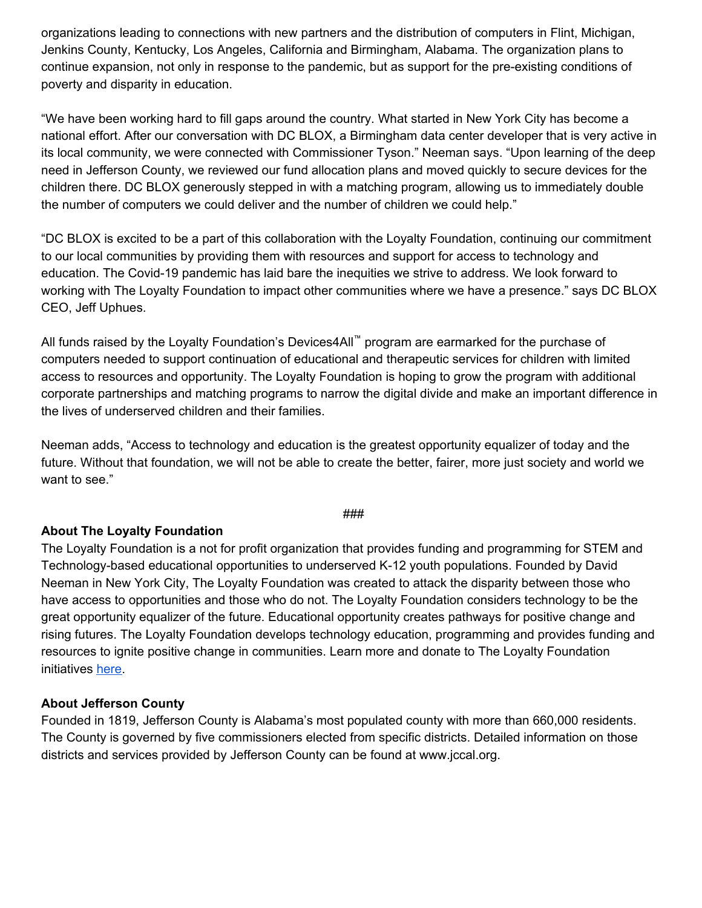organizations leading to connections with new partners and the distribution of computers in Flint, Michigan, Jenkins County, Kentucky, Los Angeles, California and Birmingham, Alabama. The organization plans to continue expansion, not only in response to the pandemic, but as support for the pre-existing conditions of poverty and disparity in education.

"We have been working hard to fill gaps around the country. What started in New York City has become a national effort. After our conversation with DC BLOX, a Birmingham data center developer that is very active in its local community, we were connected with Commissioner Tyson." Neeman says. "Upon learning of the deep need in Jefferson County, we reviewed our fund allocation plans and moved quickly to secure devices for the children there. DC BLOX generously stepped in with a matching program, allowing us to immediately double the number of computers we could deliver and the number of children we could help."

"DC BLOX is excited to be a part of this collaboration with the Loyalty Foundation, continuing our commitment to our local communities by providing them with resources and support for access to technology and education. The Covid-19 pandemic has laid bare the inequities we strive to address. We look forward to working with The Loyalty Foundation to impact other communities where we have a presence." says DC BLOX CEO, Jeff Uphues.

All funds raised by the Loyalty Foundation's Devices4All™ program are earmarked for the purchase of computers needed to support continuation of educational and therapeutic services for children with limited access to resources and opportunity. The Loyalty Foundation is hoping to grow the program with additional corporate partnerships and matching programs to narrow the digital divide and make an important difference in the lives of underserved children and their families.

Neeman adds, "Access to technology and education is the greatest opportunity equalizer of today and the future. Without that foundation, we will not be able to create the better, fairer, more just society and world we want to see."

###

**About The Loyalty Foundation**

The Loyalty Foundation is a not for profit organization that provides funding and programming for STEM and Technology-based educational opportunities to underserved K-12 youth populations. Founded by David Neeman in New York City, The Loyalty Foundation was created to attack the disparity between those who have access to opportunities and those who do not. The Loyalty Foundation considers technology to be the great opportunity equalizer of the future. Educational opportunity creates pathways for positive change and rising futures. The Loyalty Foundation develops technology education, programming and provides funding and resources to ignite positive change in communities. Learn more and donate to The Loyalty Foundation initiatives here.

**About Jefferson County**

Founded in 1819, Jefferson County is Alabama's most populated county with more than 660,000 residents. The County is governed by five commissioners elected from specific districts. Detailed information on those districts and services provided by Jefferson County can be found at www.jccal.org.